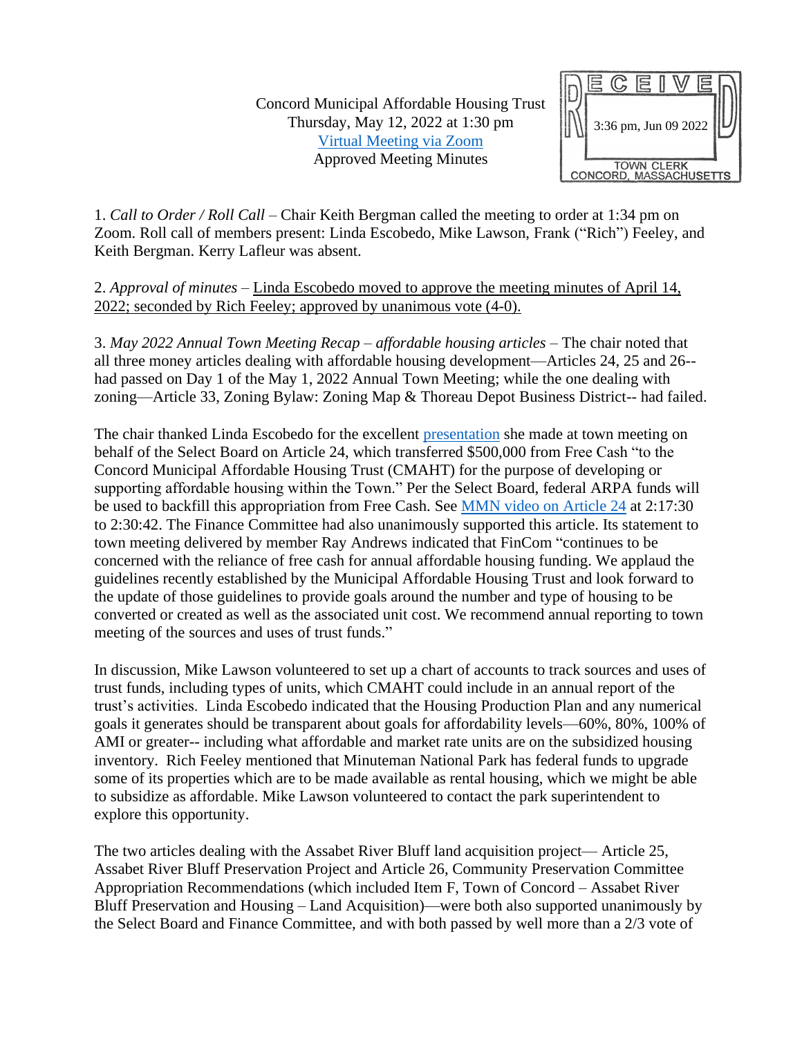Concord Municipal Affordable Housing Trust
Thursday, May 12, 2022 at 1:30 pm
[Virtual Meeting via Zoom]
Approved Meeting Minutes

RECEIVED
3:36 pm, Jun 09 2022
TOWN CLERK
CONCORD, MASSACHUSETTS

1. *Call to Order / Roll Call* – Chair Keith Bergman called the meeting to order at 1:34 pm on Zoom. Roll call of members present: Linda Escobedo, Mike Lawson, Frank ("Rich") Feeley, and Keith Bergman. Kerry Lafleur was absent.

2. *Approval of minutes* – <u>Linda Escobedo moved to approve the meeting minutes of April 14, 2022; seconded by Rich Feeley; approved by unanimous vote (4-0).</u>

3. *May 2022 Annual Town Meeting Recap – affordable housing articles* – The chair noted that all three money articles dealing with affordable housing development—Articles 24, 25 and 26--had passed on Day 1 of the May 1, 2022 Annual Town Meeting; while the one dealing with zoning—Article 33, Zoning Bylaw: Zoning Map & Thoreau Depot Business District-- had failed.

The chair thanked Linda Escobedo for the excellent [presentation] she made at town meeting on behalf of the Select Board on Article 24, which transferred $500,000 from Free Cash "to the Concord Municipal Affordable Housing Trust (CMAHT) for the purpose of developing or supporting affordable housing within the Town." Per the Select Board, federal ARPA funds will be used to backfill this appropriation from Free Cash. See [MMN video on Article 24] at 2:17:30 to 2:30:42. The Finance Committee had also unanimously supported this article. Its statement to town meeting delivered by member Ray Andrews indicated that FinCom "continues to be concerned with the reliance of free cash for annual affordable housing funding. We applaud the guidelines recently established by the Municipal Affordable Housing Trust and look forward to the update of those guidelines to provide goals around the number and type of housing to be converted or created as well as the associated unit cost. We recommend annual reporting to town meeting of the sources and uses of trust funds."

In discussion, Mike Lawson volunteered to set up a chart of accounts to track sources and uses of trust funds, including types of units, which CMAHT could include in an annual report of the trust's activities. Linda Escobedo indicated that the Housing Production Plan and any numerical goals it generates should be transparent about goals for affordability levels—60%, 80%, 100% of AMI or greater-- including what affordable and market rate units are on the subsidized housing inventory. Rich Feeley mentioned that Minuteman National Park has federal funds to upgrade some of its properties which are to be made available as rental housing, which we might be able to subsidize as affordable. Mike Lawson volunteered to contact the park superintendent to explore this opportunity.

The two articles dealing with the Assabet River Bluff land acquisition project— Article 25, Assabet River Bluff Preservation Project and Article 26, Community Preservation Committee Appropriation Recommendations (which included Item F, Town of Concord – Assabet River Bluff Preservation and Housing – Land Acquisition)—were both also supported unanimously by the Select Board and Finance Committee, and with both passed by well more than a 2/3 vote of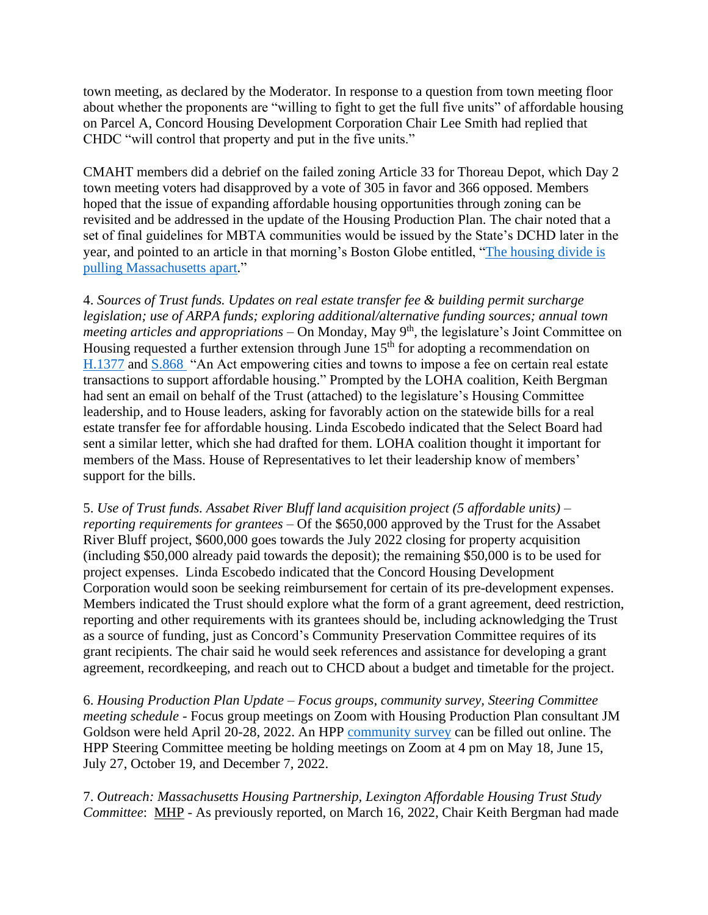town meeting, as declared by the Moderator. In response to a question from town meeting floor about whether the proponents are "willing to fight to get the full five units" of affordable housing on Parcel A, Concord Housing Development Corporation Chair Lee Smith had replied that CHDC "will control that property and put in the five units."

CMAHT members did a debrief on the failed zoning Article 33 for Thoreau Depot, which Day 2 town meeting voters had disapproved by a vote of 305 in favor and 366 opposed. Members hoped that the issue of expanding affordable housing opportunities through zoning can be revisited and be addressed in the update of the Housing Production Plan. The chair noted that a set of final guidelines for MBTA communities would be issued by the State's DCHD later in the year, and pointed to an article in that morning's Boston Globe entitled, "The housing divide is pulling Massachusetts apart."

4. *Sources of Trust funds. Updates on real estate transfer fee & building permit surcharge legislation; use of ARPA funds; exploring additional/alternative funding sources; annual town meeting articles and appropriations* – On Monday, May 9th, the legislature's Joint Committee on Housing requested a further extension through June 15th for adopting a recommendation on H.1377 and S.868 "An Act empowering cities and towns to impose a fee on certain real estate transactions to support affordable housing." Prompted by the LOHA coalition, Keith Bergman had sent an email on behalf of the Trust (attached) to the legislature's Housing Committee leadership, and to House leaders, asking for favorably action on the statewide bills for a real estate transfer fee for affordable housing. Linda Escobedo indicated that the Select Board had sent a similar letter, which she had drafted for them. LOHA coalition thought it important for members of the Mass. House of Representatives to let their leadership know of members' support for the bills.

5. *Use of Trust funds. Assabet River Bluff land acquisition project (5 affordable units) – reporting requirements for grantees* – Of the $650,000 approved by the Trust for the Assabet River Bluff project, $600,000 goes towards the July 2022 closing for property acquisition (including $50,000 already paid towards the deposit); the remaining $50,000 is to be used for project expenses. Linda Escobedo indicated that the Concord Housing Development Corporation would soon be seeking reimbursement for certain of its pre-development expenses. Members indicated the Trust should explore what the form of a grant agreement, deed restriction, reporting and other requirements with its grantees should be, including acknowledging the Trust as a source of funding, just as Concord's Community Preservation Committee requires of its grant recipients. The chair said he would seek references and assistance for developing a grant agreement, recordkeeping, and reach out to CHCD about a budget and timetable for the project.

6. *Housing Production Plan Update – Focus groups, community survey, Steering Committee meeting schedule* - Focus group meetings on Zoom with Housing Production Plan consultant JM Goldson were held April 20-28, 2022. An HPP community survey can be filled out online. The HPP Steering Committee meeting be holding meetings on Zoom at 4 pm on May 18, June 15, July 27, October 19, and December 7, 2022.

7. *Outreach: Massachusetts Housing Partnership, Lexington Affordable Housing Trust Study Committee*: MHP - As previously reported, on March 16, 2022, Chair Keith Bergman had made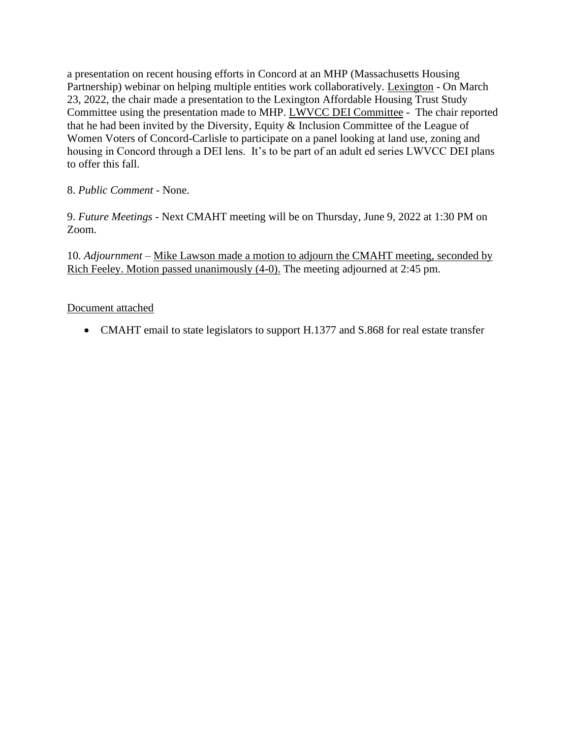a presentation on recent housing efforts in Concord at an MHP (Massachusetts Housing Partnership) webinar on helping multiple entities work collaboratively. Lexington - On March 23, 2022, the chair made a presentation to the Lexington Affordable Housing Trust Study Committee using the presentation made to MHP. LWVCC DEI Committee - The chair reported that he had been invited by the Diversity, Equity & Inclusion Committee of the League of Women Voters of Concord-Carlisle to participate on a panel looking at land use, zoning and housing in Concord through a DEI lens. It's to be part of an adult ed series LWVCC DEI plans to offer this fall.

8. *Public Comment* - None.

9. *Future Meetings* - Next CMAHT meeting will be on Thursday, June 9, 2022 at 1:30 PM on Zoom.

10. *Adjournment* – Mike Lawson made a motion to adjourn the CMAHT meeting, seconded by Rich Feeley. Motion passed unanimously (4-0). The meeting adjourned at 2:45 pm.

Document attached

- CMAHT email to state legislators to support H.1377 and S.868 for real estate transfer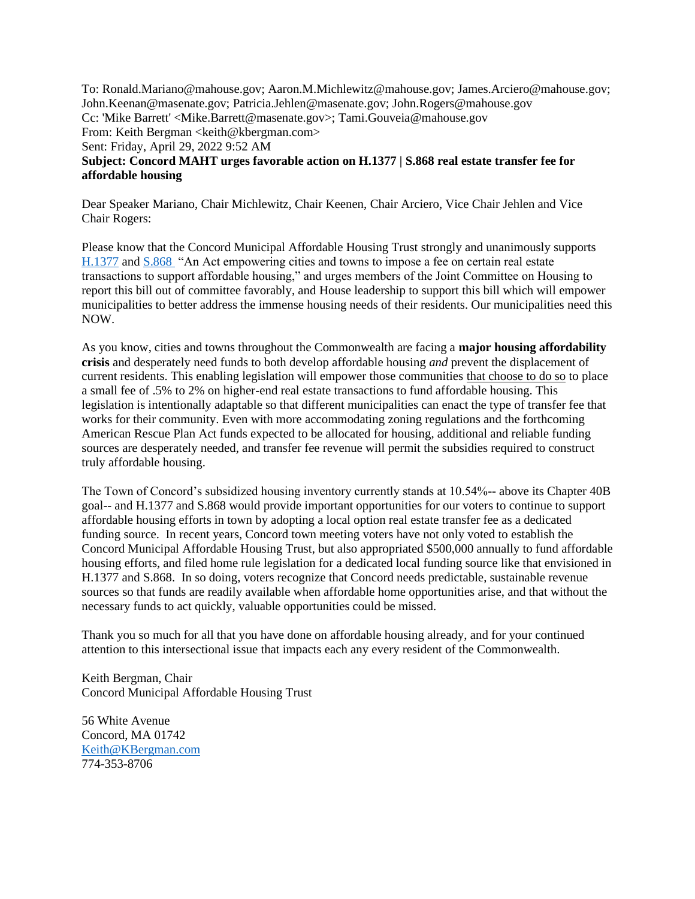To: Ronald.Mariano@mahouse.gov; Aaron.M.Michlewitz@mahouse.gov; James.Arciero@mahouse.gov; John.Keenan@masenate.gov; Patricia.Jehlen@masenate.gov; John.Rogers@mahouse.gov
Cc: 'Mike Barrett' <Mike.Barrett@masenate.gov>; Tami.Gouveia@mahouse.gov
From: Keith Bergman <keith@kbergman.com>
Sent: Friday, April 29, 2022 9:52 AM
**Subject: Concord MAHT urges favorable action on H.1377 | S.868 real estate transfer fee for affordable housing**

Dear Speaker Mariano, Chair Michlewitz, Chair Keenen, Chair Arciero, Vice Chair Jehlen and Vice Chair Rogers:

Please know that the Concord Municipal Affordable Housing Trust strongly and unanimously supports H.1377 and S.868 "An Act empowering cities and towns to impose a fee on certain real estate transactions to support affordable housing," and urges members of the Joint Committee on Housing to report this bill out of committee favorably, and House leadership to support this bill which will empower municipalities to better address the immense housing needs of their residents. Our municipalities need this NOW.

As you know, cities and towns throughout the Commonwealth are facing a **major housing affordability crisis** and desperately need funds to both develop affordable housing *and* prevent the displacement of current residents. This enabling legislation will empower those communities that choose to do so to place a small fee of .5% to 2% on higher-end real estate transactions to fund affordable housing. This legislation is intentionally adaptable so that different municipalities can enact the type of transfer fee that works for their community. Even with more accommodating zoning regulations and the forthcoming American Rescue Plan Act funds expected to be allocated for housing, additional and reliable funding sources are desperately needed, and transfer fee revenue will permit the subsidies required to construct truly affordable housing.

The Town of Concord's subsidized housing inventory currently stands at 10.54%-- above its Chapter 40B goal-- and H.1377 and S.868 would provide important opportunities for our voters to continue to support affordable housing efforts in town by adopting a local option real estate transfer fee as a dedicated funding source. In recent years, Concord town meeting voters have not only voted to establish the Concord Municipal Affordable Housing Trust, but also appropriated $500,000 annually to fund affordable housing efforts, and filed home rule legislation for a dedicated local funding source like that envisioned in H.1377 and S.868. In so doing, voters recognize that Concord needs predictable, sustainable revenue sources so that funds are readily available when affordable home opportunities arise, and that without the necessary funds to act quickly, valuable opportunities could be missed.

Thank you so much for all that you have done on affordable housing already, and for your continued attention to this intersectional issue that impacts each any every resident of the Commonwealth.

Keith Bergman, Chair
Concord Municipal Affordable Housing Trust

56 White Avenue
Concord, MA 01742
Keith@KBergman.com
774-353-8706